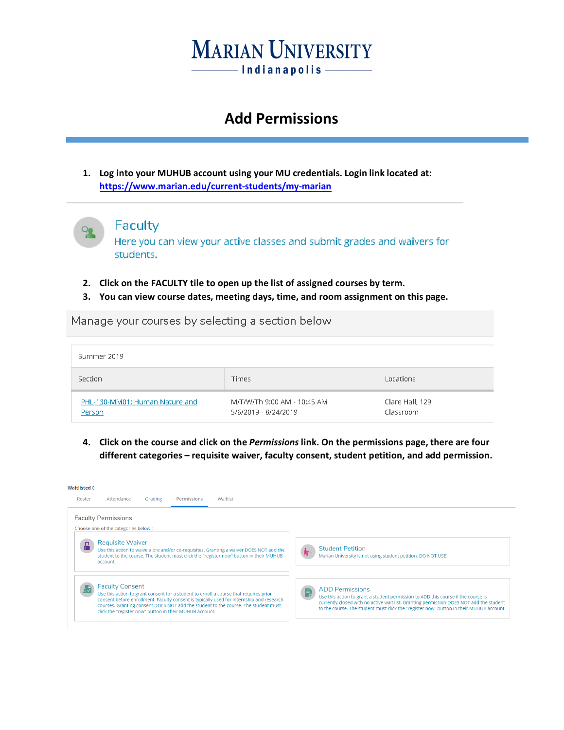# MARIAN UNIVERSITY
Indianapolis

## Add Permissions

1. **Log into your MUHUB account using your MU credentials. Login link located at: [https://www.marian.edu/current-students/my-marian](https://www.marian.edu/current-students/my-marian)**

Faculty
Here you can view your active classes and submit grades and waivers for students.

2. **Click on the FACULTY tile to open up the list of assigned courses by term.**
3. **You can view course dates, meeting days, time, and room assignment on this page.**

Manage your courses by selecting a section below

Summer 2019

| Section | Times | Locations |
|---|---|---|
| PHL-130-MM01: Human Nature and Person | M/T/W/Th 9:00 AM - 10:45 AM<br>5/6/2019 - 8/24/2019 | Clare Hall, 129<br>Classroom |

4. **Click on the course and click on the *Permissions* link. On the permissions page, there are four different categories – requisite waiver, faculty consent, student petition, and add permission.**

Waitlisted 0

Roster | Attendance | Grading | Permissions | Waitlist

Faculty Permissions

Choose one of the categories below :

**Requisite Waiver**
Use this action to waive a pre and/or co-requisites. Granting a waiver DOES NOT add the student to the course. The student must click the "register now" button in their MUHUB account.

**Student Petition**
Marian University is not using student petition. DO NOT USE!

**Faculty Consent**
Use this action to grant consent for a student to enroll a course that requires prior consent before enrollment. Faculty consent is typically used for internship and research courses. Granting consent DOES NOT add the student to the course. The student must click the "register now" button in their MUHUB account.

**ADD Permissions**
Use this action to grant a student permission to ADD this course if the course is currently closed with no active wait list. Granting permission DOES NOT add the student to the course. The student must click the "register now" button in their MUHUB account.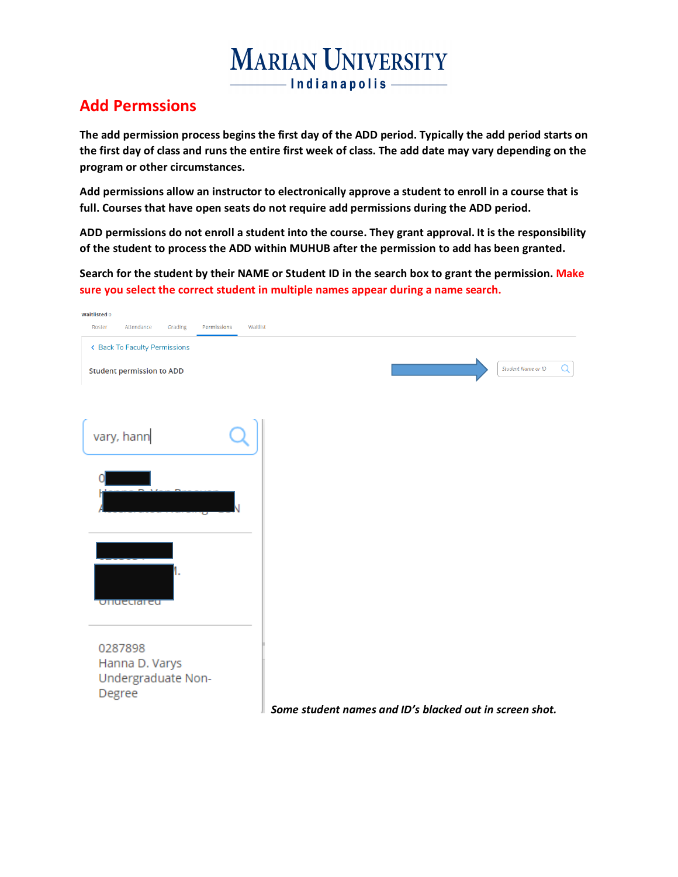## Add Permssions

**The add permission process begins the first day of the ADD period. Typically the add period starts on the first day of class and runs the entire first week of class. The add date may vary depending on the program or other circumstances.**

**Add permissions allow an instructor to electronically approve a student to enroll in a course that is full. Courses that have open seats do not require add permissions during the ADD period.**

**ADD permissions do not enroll a student into the course. They grant approval. It is the responsibility of the student to process the ADD within MUHUB after the permission to add has been granted.**

**Search for the student by their NAME or Student ID in the search box to grant the permission. Make sure you select the correct student in multiple names appear during a name search.**

Waitlisted 0

Roster | Attendance | Grading | Permissions | Waitlist

< Back To Faculty Permissions

Student permission to ADD

Student Name or ID

vary, hann

0287898
Hanna D. Varys
Undergraduate Non-Degree

***Some student names and ID's blacked out in screen shot.***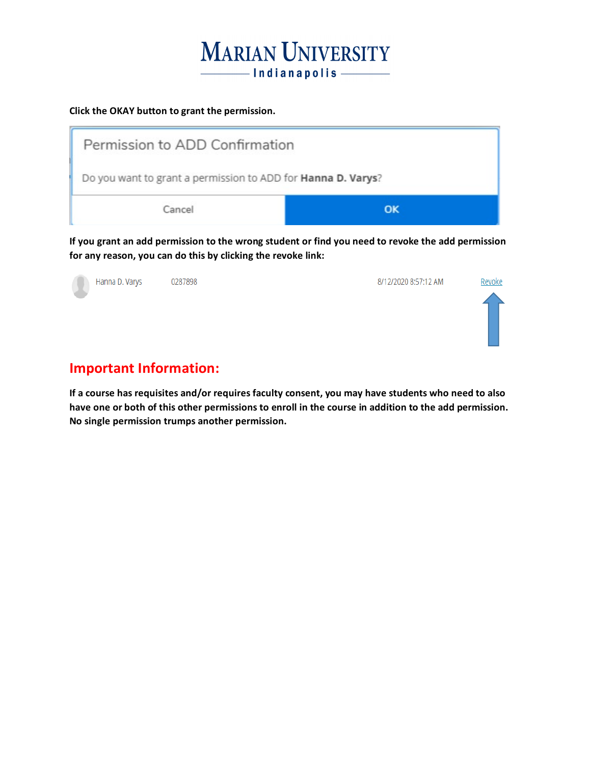**Click the OKAY button to grant the permission.**

Permission to ADD Confirmation

Do you want to grant a permission to ADD for **Hanna D. Varys**?

Cancel OK

**If you grant an add permission to the wrong student or find you need to revoke the add permission for any reason, you can do this by clicking the revoke link:**

Hanna D. Varys 0287898 8/12/2020 8:57:12 AM Revoke

## Important Information:

**If a course has requisites and/or requires faculty consent, you may have students who need to also have one or both of this other permissions to enroll in the course in addition to the add permission. No single permission trumps another permission.**